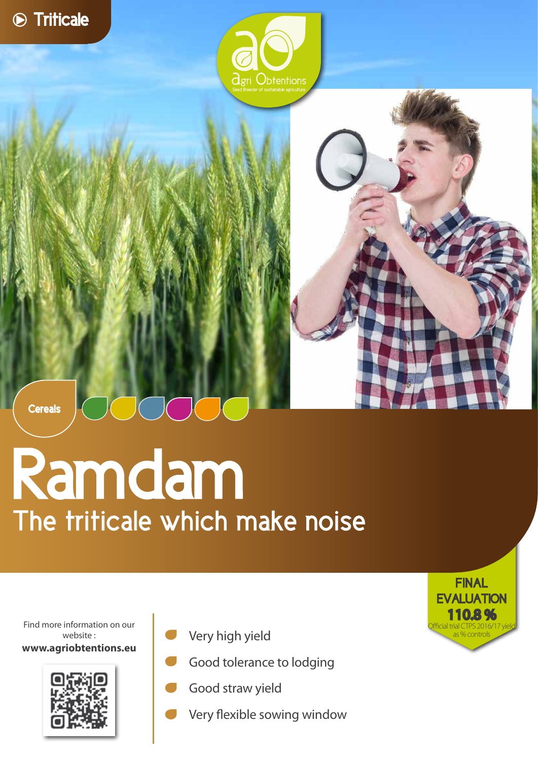Triticale

agri Obtentions
Seed Breeder of sustainable agriculture

Cereals

# Ramdam

## The triticale which make noise

**FINAL EVALUATION**
**110.8 %**
Official trial CTPS 2016/17 yield as % controls

Find more information on our website :
**www.agriobtentions.eu**

- Very high yield
- Good tolerance to lodging
- Good straw yield
- Very flexible sowing window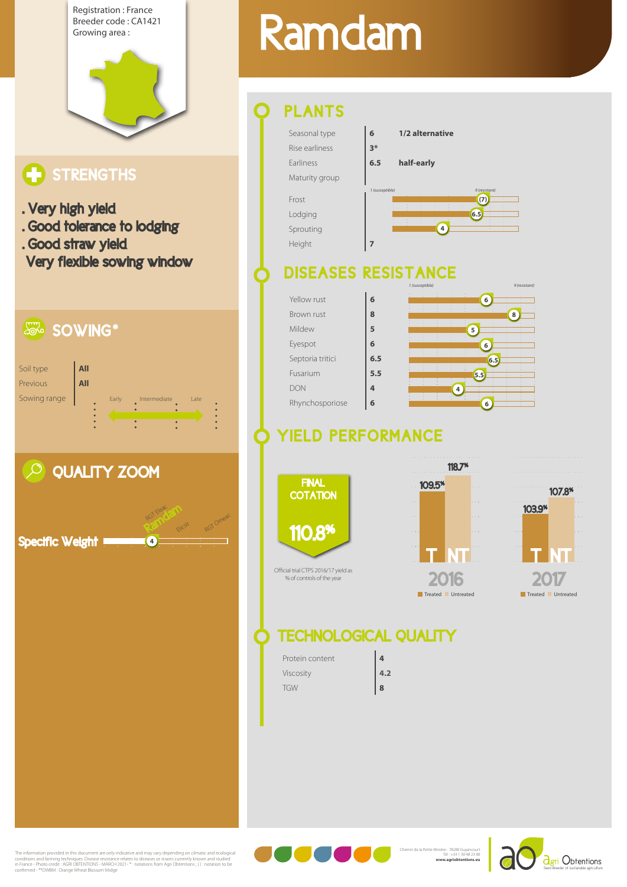Registration : France
Breeder code : CA1421
Growing area :

# Ramdam

## STRENGTHS

. Very high yield
. Good tolerance to lodging
. Good straw yield
Very flexible sowing window

## SOWING*

| | |
|---|---|
| Soil type | All |
| Previous | All |
| Sowing range | |

Early Intermediate Late

## QUALITY ZOOM

Specific Weight

RGT Eleac
Ramdam
Elicsir
RGT Omeac

4

## PLANTS

| | | |
|---|---|---|
| Seasonal type | 6 | 1/2 alternative |
| Rise earliness | 3* | |
| Earliness | 6.5 | half-early |
| Maturity group | | |
| Frost | | |
| Lodging | | |
| Sprouting | | |
| Height | 7 | |

1 (susceptible) 9 (resistant)

(7)

6.5

4

## DISEASES RESISTANCE

| | |
|---|---|
| Yellow rust | 6 |
| Brown rust | 8 |
| Mildew | 5 |
| Eyespot | 6 |
| Septoria tritici | 6.5 |
| Fusarium | 5.5 |
| DON | 4 |
| Rhynchosporiose | 6 |

1 (susceptible) 9 (resistant)

## YIELD PERFORMANCE

FINAL COTATION

110.8%

Official trial CTPS 2016/17 yield as % of controls of the year

109.5%
118.7%
T NT
2016

103.9%
107.8%
T NT
2017

Treated Untreated

## TECHNOLOGICAL QUALITY

| | |
|---|---|
| Protein content | 4 |
| Viscosity | 4.2 |
| TGW | 8 |

The information provided in this document are only indicative and may vary depending on climatic and ecological conditions and farming techniques. Disease resistance relates to diseases or strains currently known and studied in France - Photo credit : AGRI OBTENTIONS - MARCH 2021 - * : notations from Agri Obtentions ; ( ) : notation to be confirmed - **OWBM : Orange Wheat Blossom Midge

Chemin de la Petite Minière - 78280 Guyancourt
Tél. : +33 1 30 48 23 00
www.agriobtentions.eu

Agri Obtentions
Seed Breeder of sustainable agriculture